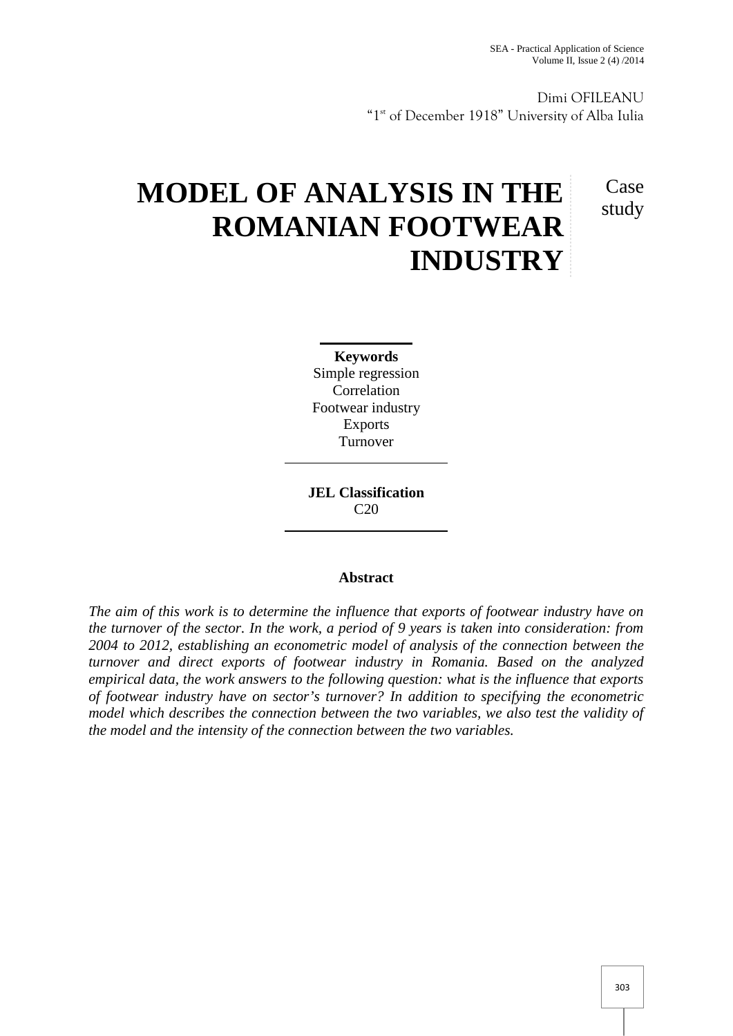Dimi OFILEANU
"1[st] of December 1918" University of Alba Iulia

# MODEL OF ANALYSIS IN THE ROMANIAN FOOTWEAR INDUSTRY

Case study

**Keywords**
Simple regression
Correlation
Footwear industry
Exports
Turnover

**JEL Classification**
C20

**Abstract**

*The aim of this work is to determine the influence that exports of footwear industry have on the turnover of the sector. In the work, a period of 9 years is taken into consideration: from 2004 to 2012, establishing an econometric model of analysis of the connection between the turnover and direct exports of footwear industry in Romania. Based on the analyzed empirical data, the work answers to the following question: what is the influence that exports of footwear industry have on sector's turnover? In addition to specifying the econometric model which describes the connection between the two variables, we also test the validity of the model and the intensity of the connection between the two variables.*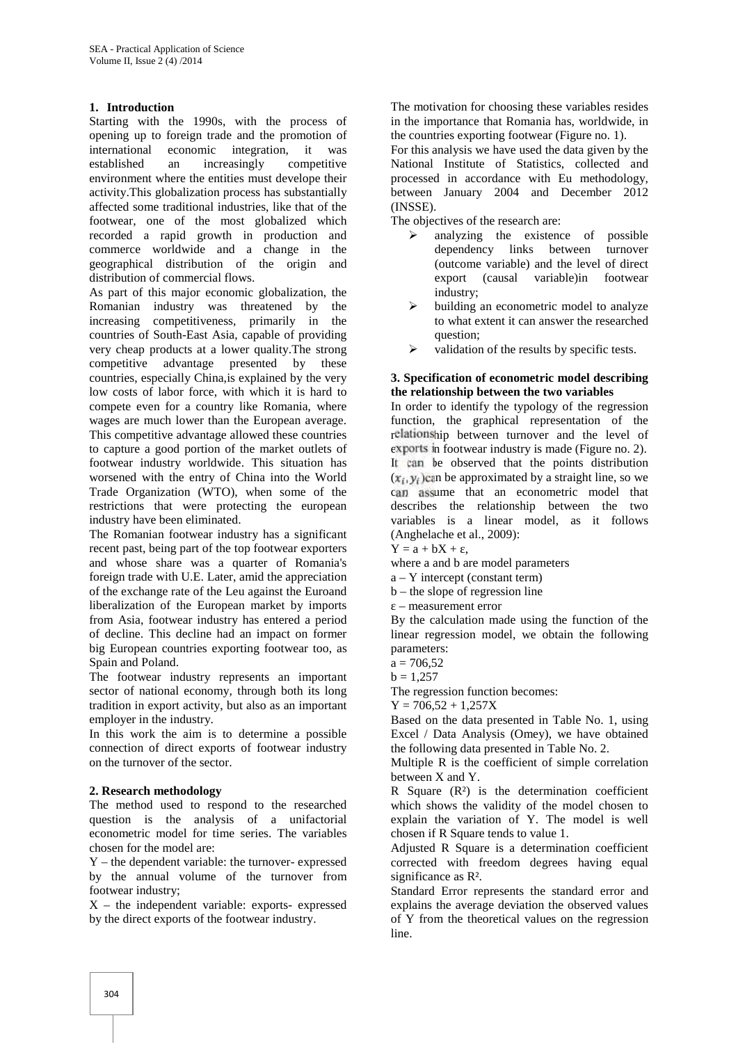## 1. Introduction

Starting with the 1990s, with the process of opening up to foreign trade and the promotion of international economic integration, it was established an increasingly competitive environment where the entities must develope their activity.This globalization process has substantially affected some traditional industries, like that of the footwear, one of the most globalized which recorded a rapid growth in production and commerce worldwide and a change in the geographical distribution of the origin and distribution of commercial flows.

As part of this major economic globalization, the Romanian industry was threatened by the increasing competitiveness, primarily in the countries of South-East Asia, capable of providing very cheap products at a lower quality.The strong competitive advantage presented by these countries, especially China,is explained by the very low costs of labor force, with which it is hard to compete even for a country like Romania, where wages are much lower than the European average. This competitive advantage allowed these countries to capture a good portion of the market outlets of footwear industry worldwide. This situation has worsened with the entry of China into the World Trade Organization (WTO), when some of the restrictions that were protecting the european industry have been eliminated.

The Romanian footwear industry has a significant recent past, being part of the top footwear exporters and whose share was a quarter of Romania's foreign trade with U.E. Later, amid the appreciation of the exchange rate of the Leu against the Euroand liberalization of the European market by imports from Asia, footwear industry has entered a period of decline. This decline had an impact on former big European countries exporting footwear too, as Spain and Poland.

The footwear industry represents an important sector of national economy, through both its long tradition in export activity, but also as an important employer in the industry.

In this work the aim is to determine a possible connection of direct exports of footwear industry on the turnover of the sector.

## 2. Research methodology

The method used to respond to the researched question is the analysis of a unifactorial econometric model for time series. The variables chosen for the model are:

Y – the dependent variable: the turnover- expressed by the annual volume of the turnover from footwear industry;

X – the independent variable: exports- expressed by the direct exports of the footwear industry.

The motivation for choosing these variables resides in the importance that Romania has, worldwide, in the countries exporting footwear (Figure no. 1).

For this analysis we have used the data given by the National Institute of Statistics, collected and processed in accordance with Eu methodology, between January 2004 and December 2012 (INSSE).

The objectives of the research are:

- analyzing the existence of possible dependency links between turnover (outcome variable) and the level of direct export (causal variable)in footwear industry;
- building an econometric model to analyze to what extent it can answer the researched question;
- validation of the results by specific tests.

## 3. Specification of econometric model describing the relationship between the two variables

In order to identify the typology of the regression function, the graphical representation of the relationship between turnover and the level of exports in footwear industry is made (Figure no. 2). It can be observed that the points distribution $(x_i, y_i)$ can be approximated by a straight line, so we can assume that an econometric model that describes the relationship between the two variables is a linear model, as it follows (Anghelache et al., 2009):

$Y = a + bX + \varepsilon$,

where a and b are model parameters

a – Y intercept (constant term)

b – the slope of regression line

ε – measurement error

By the calculation made using the function of the linear regression model, we obtain the following parameters:

a = 706,52

b = 1,257

The regression function becomes:

$Y = 706,52 + 1,257X$

Based on the data presented in Table No. 1, using Excel / Data Analysis (Omey), we have obtained the following data presented in Table No. 2.

Multiple R is the coefficient of simple correlation between X and Y.

R Square ($R^2$) is the determination coefficient which shows the validity of the model chosen to explain the variation of Y. The model is well chosen if R Square tends to value 1.

Adjusted R Square is a determination coefficient corrected with freedom degrees having equal significance as $R^2$.

Standard Error represents the standard error and explains the average deviation the observed values of Y from the theoretical values on the regression line.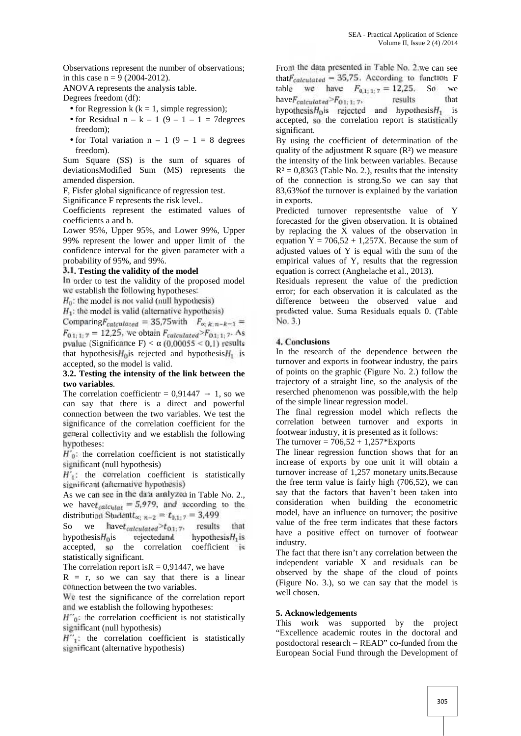Observations represent the number of observations; in this case n = 9 (2004-2012).

ANOVA represents the analysis table.

Degrees freedom (df):

- for Regression k (k = 1, simple regression);
- for Residual n – k – 1 (9 – 1 – 1 = 7degrees freedom);
- for Total variation n – 1 (9 – 1 = 8 degrees freedom).

Sum Square (SS) is the sum of squares of deviationsModified Sum (MS) represents the amended dispersion.

F, Fisfer global significance of regression test.

Significance F represents the risk level..

Coefficients represent the estimated values of coefficients a and b.

Lower 95%, Upper 95%, and Lower 99%, Upper 99% represent the lower and upper limit of the confidence interval for the given parameter with a probability of 95%, and 99%.

### 3.1. Testing the validity of the model

In order to test the validity of the proposed model we establish the following hypotheses:

$H_0$: the model is not valid (null hypothesis)

$H_1$: the model is valid (alternative hypothesis)

Comparing$F_{calculated} = 35{,}75$with $F_{\alpha;\,k;\,n-k-1} = F_{0.1;\,1;\,7} = 12{,}25$, we obtain $F_{calculated} > F_{0.1;\,1;\,7}$. As pvalue (Significance F) < α (0,00055 < 0,1) results that hypothesis$H_0$is rejected and hypothesis$H_1$ is accepted, so the model is valid.

### 3.2. Testing the intensity of the link between the two variables.

The correlation coefficientr = 0,91447 → 1, so we can say that there is a direct and powerful connection between the two variables. We test the significance of the correlation coefficient for the general collectivity and we establish the following hypotheses:

$H'_0$: the correlation coefficient is not statistically significant (null hypothesis)

$H'_1$: the correlation coefficient is statistically significant (alternative hypothesis)

As we can see in the data analyzed in Table No. 2., we have$t_{calculat} = 5{,}979$, and according to the distribution Studentt$_{\alpha;\,n-2} = t_{0,1;\,7} = 3{,}499$

So we have$t_{calculated} > t_{0.1;\,7}$, results that hypothesis$H_0$is rejectedand hypothesis$H_1$is accepted, so the correlation coefficient is statistically significant.

The correlation report isR = 0,91447, we have R = r, so we can say that there is a linear connection between the two variables.

We test the significance of the correlation report and we establish the following hypotheses:

$H''_0$: the correlation coefficient is not statistically significant (null hypothesis)

$H''_1$: the correlation coefficient is statistically significant (alternative hypothesis)

From the data presented in Table No. 2.we can see that$F_{calculated} = 35{,}75$. According to function F table we have $F_{0,1;\,1;\,7} = 12{,}25$. So we have$F_{calculated} > F_{0.1;\,1;\,7}$, results that hypothesis$H_0$is rejected and hypothesis$H_1$ is accepted, so the correlation report is statistically significant.

By using the coefficient of determination of the quality of the adjustment R square ($R^2$) we measure the intensity of the link between variables. Because $R^2$ = 0,8363 (Table No. 2.), results that the intensity of the connection is strong.So we can say that 83,63%of the turnover is explained by the variation in exports.

Predicted turnover representsthe value of Y forecasted for the given observation. It is obtained by replacing the X values of the observation in equation Y = 706,52 + 1,257X. Because the sum of adjusted values of Y is equal with the sum of the empirical values of Y, results that the regression equation is correct (Anghelache et al., 2013).

Residuals represent the value of the prediction error; for each observation it is calculated as the difference between the observed value and predicted value. Suma Residuals equals 0. (Table No. 3.)

## 4. Conclusions

In the research of the dependence between the turnover and exports in footwear industry, the pairs of points on the graphic (Figure No. 2.) follow the trajectory of a straight line, so the analysis of the reserched phenomenon was possible,with the help of the simple linear regression model.

The final regression model which reflects the correlation between turnover and exports in footwear industry, it is presented as it follows:

The turnover = 706,52 + 1,257*Exports

The linear regression function shows that for an increase of exports by one unit it will obtain a turnover increase of 1,257 monetary units.Because the free term value is fairly high (706,52), we can say that the factors that haven't been taken into consideration when building the econometric model, have an influence on turnover; the positive value of the free term indicates that these factors have a positive effect on turnover of footwear industry.

The fact that there isn't any correlation between the independent variable X and residuals can be observed by the shape of the cloud of points (Figure No. 3.), so we can say that the model is well chosen.

## 5. Acknowledgements

This work was supported by the project "Excellence academic routes in the doctoral and postdoctoral research – READ" co-funded from the European Social Fund through the Development of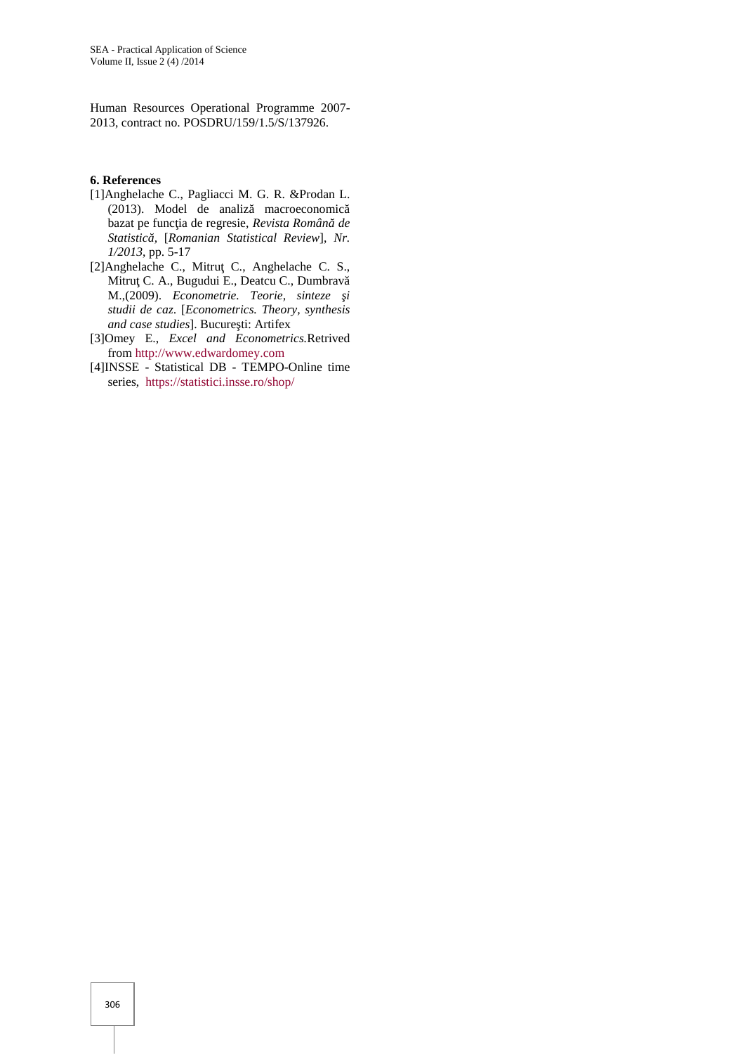Human Resources Operational Programme 2007-2013, contract no. POSDRU/159/1.5/S/137926.

**6. References**

[1]Anghelache C., Pagliacci M. G. R. &Prodan L. (2013). Model de analiză macroeconomică bazat pe funcţia de regresie, *Revista Română de Statistică*, [*Romanian Statistical Review*], *Nr. 1/2013*, pp. 5-17

[2]Anghelache C., Mitruţ C., Anghelache C. S., Mitruţ C. A., Bugudui E., Deatcu C., Dumbravă M.,(2009). *Econometrie. Teorie, sinteze şi studii de caz*. [*Econometrics. Theory, synthesis and case studies*]. Bucureşti: Artifex

[3]Omey E., *Excel and Econometrics.*Retrived from http://www.edwardomey.com

[4]INSSE - Statistical DB - TEMPO-Online time series, https://statistici.insse.ro/shop/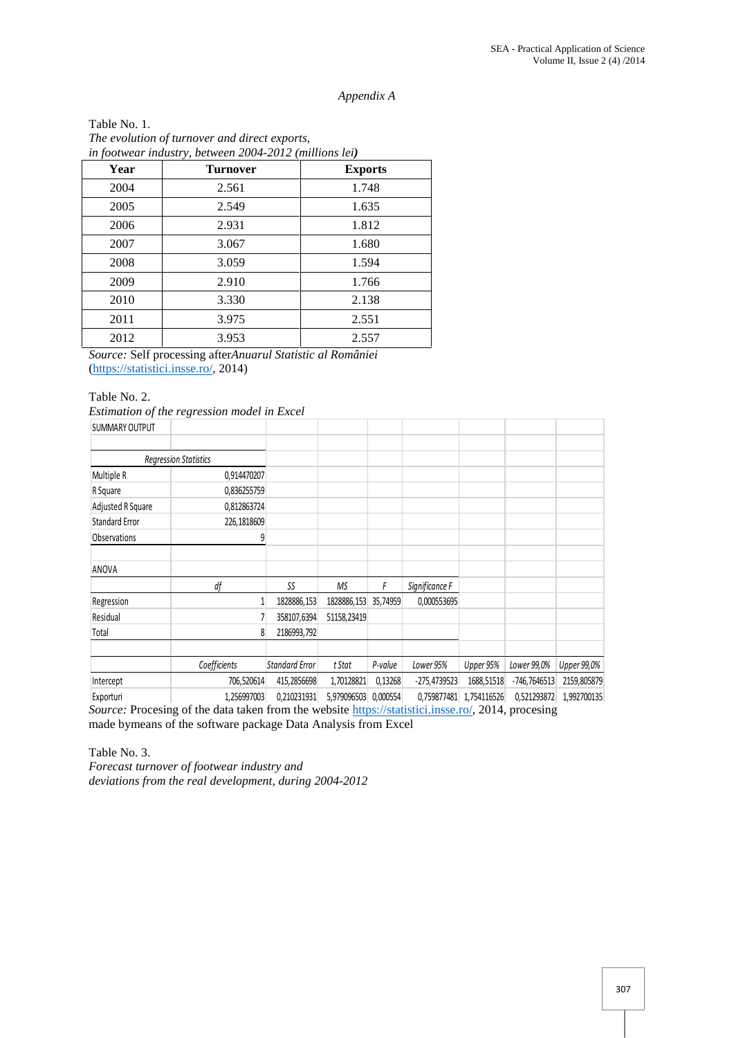*Appendix A*

Table No. 1.
*The evolution of turnover and direct exports, in footwear industry, between 2004-2012 (millions lei)*

| Year | Turnover | Exports |
|---|---|---|
| 2004 | 2.561 | 1.748 |
| 2005 | 2.549 | 1.635 |
| 2006 | 2.931 | 1.812 |
| 2007 | 3.067 | 1.680 |
| 2008 | 3.059 | 1.594 |
| 2009 | 2.910 | 1.766 |
| 2010 | 3.330 | 2.138 |
| 2011 | 3.975 | 2.551 |
| 2012 | 3.953 | 2.557 |

*Source:* Self processing after*Anuarul Statistic al României* (https://statistici.insse.ro/, 2014)

Table No. 2.
*Estimation of the regression model in Excel*

| SUMMARY OUTPUT | | | | | | | | |
|---|---|---|---|---|---|---|---|---|
| | | | | | | | | |
| *Regression Statistics* | | | | | | | | |
| Multiple R | 0,914470207 | | | | | | | |
| R Square | 0,836255759 | | | | | | | |
| Adjusted R Square | 0,812863724 | | | | | | | |
| Standard Error | 226,1818609 | | | | | | | |
| Observations | 9 | | | | | | | |
| | | | | | | | | |
| ANOVA | | | | | | | | |
| | *df* | *SS* | *MS* | *F* | *Significance F* | | | |
| Regression | 1 | 1828886,153 | 1828886,153 | 35,74959 | 0,000553695 | | | |
| Residual | 7 | 358107,6394 | 51158,23419 | | | | | |
| Total | 8 | 2186993,792 | | | | | | |
| | | | | | | | | |
| | *Coefficients* | *Standard Error* | *t Stat* | *P-value* | *Lower 95%* | *Upper 95%* | *Lower 99,0%* | *Upper 99,0%* |
| Intercept | 706,520614 | 415,2856698 | 1,70128821 | 0,13268 | -275,4739523 | 1688,51518 | -746,7646513 | 2159,805879 |
| Exporturi | 1,256997003 | 0,210231931 | 5,979096503 | 0,000554 | 0,759877481 | 1,754116526 | 0,521293872 | 1,992700135 |

*Source:* Procesing of the data taken from the website https://statistici.insse.ro/, 2014, procesing made bymeans of the software package Data Analysis from Excel

Table No. 3.
*Forecast turnover of footwear industry and deviations from the real development, during 2004-2012*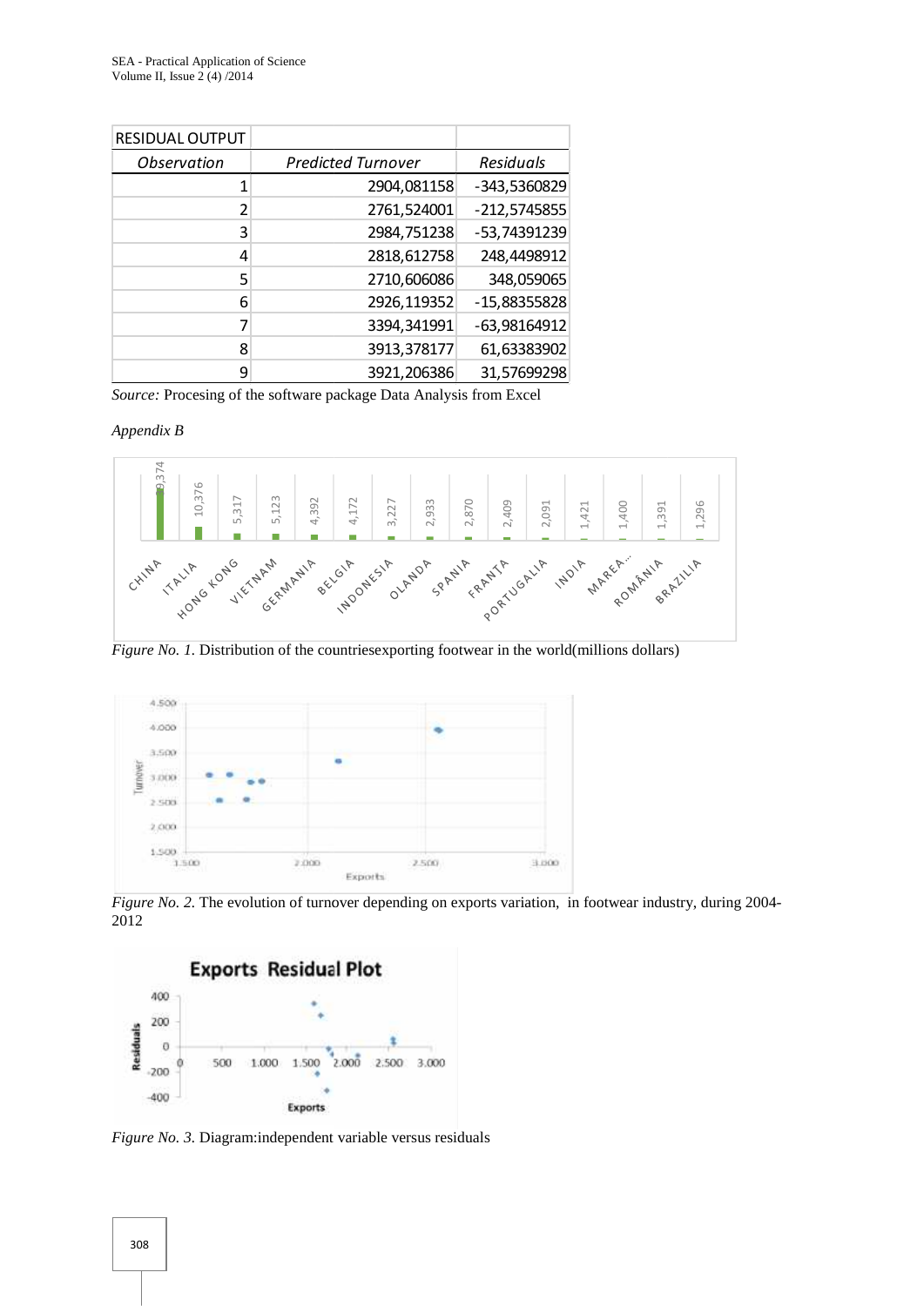| RESIDUAL OUTPUT | | |
|---|---|---|
| *Observation* | *Predicted Turnover* | *Residuals* |
| 1 | 2904,081158 | -343,5360829 |
| 2 | 2761,524001 | -212,5745855 |
| 3 | 2984,751238 | -53,74391239 |
| 4 | 2818,612758 | 248,4498912 |
| 5 | 2710,606086 | 348,059065 |
| 6 | 2926,119352 | -15,88355828 |
| 7 | 3394,341991 | -63,98164912 |
| 8 | 3913,378177 | 61,63383902 |
| 9 | 3921,206386 | 31,57699298 |

*Source:* Procesing of the software package Data Analysis from Excel

*Appendix B*

33,374
10,376
5,317
5,123
4,392
4,172
3,227
2,933
2,870
2,409
2,091
1,421
1,400
1,391
1,296

CHINA
ITALIA
HONG KONG
VIETNAM
GERMANIA
BELGIA
INDONESIA
OLANDA
SPANIA
FRANTA
PORTUGALIA
INDIA
MAREA...
ROMÂNIA
BRAZILIA

*Figure No. 1.* Distribution of the countriesexporting footwear in the world(millions dollars)

4.500
4.000
3.500
3.000
2.500
2.000
1.500
Turnover
1.500
2.000
2.500
3.000
Exports

*Figure No. 2.* The evolution of turnover depending on exports variation, in footwear industry, during 2004-2012

**Exports Residual Plot**

400
200
0
-200
-400
Residuals
0
500
1.000
1.500
2.000
2.500
3.000
Exports

*Figure No. 3.* Diagram:independent variable versus residuals